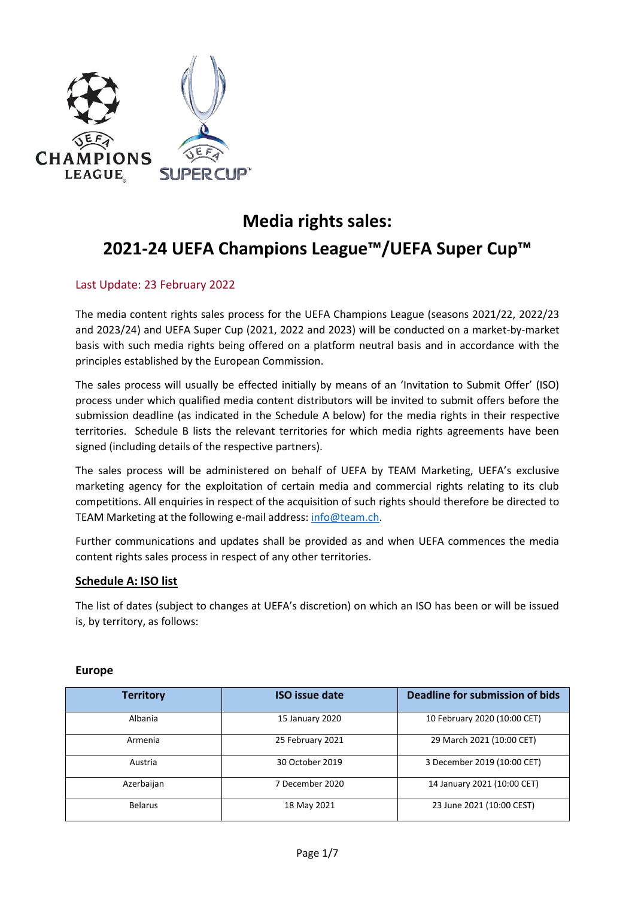# Media rights sales:

# 2021-24 UEFA Champions League™/UEFA Super Cup™

Last Update: 23 February 2022

The media content rights sales process for the UEFA Champions League (seasons 2021/22, 2022/23 and 2023/24) and UEFA Super Cup (2021, 2022 and 2023) will be conducted on a market-by-market basis with such media rights being offered on a platform neutral basis and in accordance with the principles established by the European Commission.

The sales process will usually be effected initially by means of an 'Invitation to Submit Offer' (ISO) process under which qualified media content distributors will be invited to submit offers before the submission deadline (as indicated in the Schedule A below) for the media rights in their respective territories. Schedule B lists the relevant territories for which media rights agreements have been signed (including details of the respective partners).

The sales process will be administered on behalf of UEFA by TEAM Marketing, UEFA's exclusive marketing agency for the exploitation of certain media and commercial rights relating to its club competitions. All enquiries in respect of the acquisition of such rights should therefore be directed to TEAM Marketing at the following e-mail address: info@team.ch.

Further communications and updates shall be provided as and when UEFA commences the media content rights sales process in respect of any other territories.

## Schedule A: ISO list

The list of dates (subject to changes at UEFA's discretion) on which an ISO has been or will be issued is, by territory, as follows:

### Europe

| Territory | ISO issue date | Deadline for submission of bids |
|---|---|---|
| Albania | 15 January 2020 | 10 February 2020 (10:00 CET) |
| Armenia | 25 February 2021 | 29 March 2021 (10:00 CET) |
| Austria | 30 October 2019 | 3 December 2019 (10:00 CET) |
| Azerbaijan | 7 December 2020 | 14 January 2021 (10:00 CET) |
| Belarus | 18 May 2021 | 23 June 2021 (10:00 CEST) |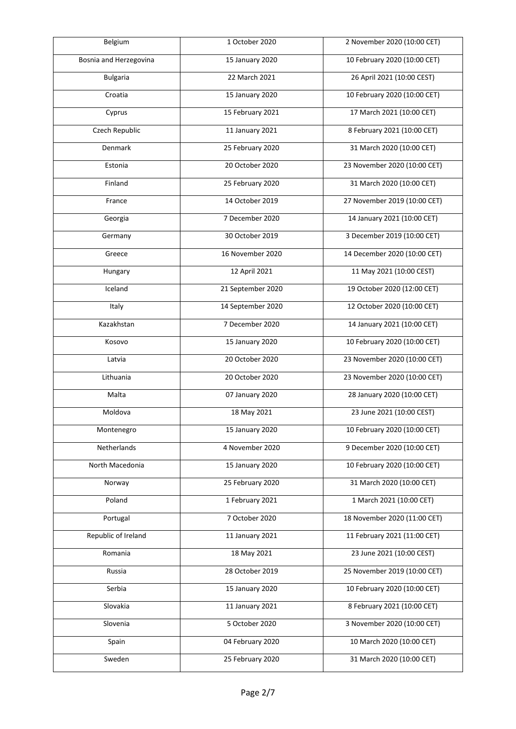| Belgium | 1 October 2020 | 2 November 2020 (10:00 CET) |
|---|---|---|
| Bosnia and Herzegovina | 15 January 2020 | 10 February 2020 (10:00 CET) |
| Bulgaria | 22 March 2021 | 26 April 2021 (10:00 CEST) |
| Croatia | 15 January 2020 | 10 February 2020 (10:00 CET) |
| Cyprus | 15 February 2021 | 17 March 2021 (10:00 CET) |
| Czech Republic | 11 January 2021 | 8 February 2021 (10:00 CET) |
| Denmark | 25 February 2020 | 31 March 2020 (10:00 CET) |
| Estonia | 20 October 2020 | 23 November 2020 (10:00 CET) |
| Finland | 25 February 2020 | 31 March 2020 (10:00 CET) |
| France | 14 October 2019 | 27 November 2019 (10:00 CET) |
| Georgia | 7 December 2020 | 14 January 2021 (10:00 CET) |
| Germany | 30 October 2019 | 3 December 2019 (10:00 CET) |
| Greece | 16 November 2020 | 14 December 2020 (10:00 CET) |
| Hungary | 12 April 2021 | 11 May 2021 (10:00 CEST) |
| Iceland | 21 September 2020 | 19 October 2020 (12:00 CET) |
| Italy | 14 September 2020 | 12 October 2020 (10:00 CET) |
| Kazakhstan | 7 December 2020 | 14 January 2021 (10:00 CET) |
| Kosovo | 15 January 2020 | 10 February 2020 (10:00 CET) |
| Latvia | 20 October 2020 | 23 November 2020 (10:00 CET) |
| Lithuania | 20 October 2020 | 23 November 2020 (10:00 CET) |
| Malta | 07 January 2020 | 28 January 2020 (10:00 CET) |
| Moldova | 18 May 2021 | 23 June 2021 (10:00 CEST) |
| Montenegro | 15 January 2020 | 10 February 2020 (10:00 CET) |
| Netherlands | 4 November 2020 | 9 December 2020 (10:00 CET) |
| North Macedonia | 15 January 2020 | 10 February 2020 (10:00 CET) |
| Norway | 25 February 2020 | 31 March 2020 (10:00 CET) |
| Poland | 1 February 2021 | 1 March 2021 (10:00 CET) |
| Portugal | 7 October 2020 | 18 November 2020 (11:00 CET) |
| Republic of Ireland | 11 January 2021 | 11 February 2021 (11:00 CET) |
| Romania | 18 May 2021 | 23 June 2021 (10:00 CEST) |
| Russia | 28 October 2019 | 25 November 2019 (10:00 CET) |
| Serbia | 15 January 2020 | 10 February 2020 (10:00 CET) |
| Slovakia | 11 January 2021 | 8 February 2021 (10:00 CET) |
| Slovenia | 5 October 2020 | 3 November 2020 (10:00 CET) |
| Spain | 04 February 2020 | 10 March 2020 (10:00 CET) |
| Sweden | 25 February 2020 | 31 March 2020 (10:00 CET) |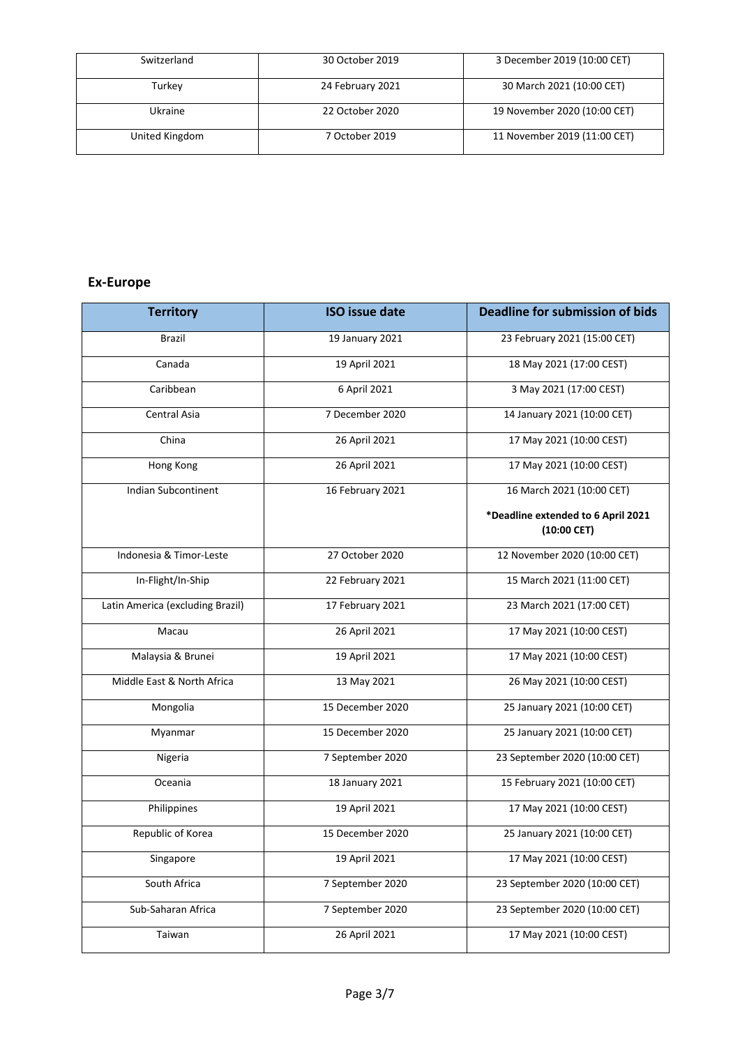| Switzerland | 30 October 2019 | 3 December 2019 (10:00 CET) |
|---|---|---|
| Turkey | 24 February 2021 | 30 March 2021 (10:00 CET) |
| Ukraine | 22 October 2020 | 19 November 2020 (10:00 CET) |
| United Kingdom | 7 October 2019 | 11 November 2019 (11:00 CET) |

## Ex-Europe

| Territory | ISO issue date | Deadline for submission of bids |
|---|---|---|
| Brazil | 19 January 2021 | 23 February 2021 (15:00 CET) |
| Canada | 19 April 2021 | 18 May 2021 (17:00 CEST) |
| Caribbean | 6 April 2021 | 3 May 2021 (17:00 CEST) |
| Central Asia | 7 December 2020 | 14 January 2021 (10:00 CET) |
| China | 26 April 2021 | 17 May 2021 (10:00 CEST) |
| Hong Kong | 26 April 2021 | 17 May 2021 (10:00 CEST) |
| Indian Subcontinent | 16 February 2021 | 16 March 2021 (10:00 CET) **\*Deadline extended to 6 April 2021 (10:00 CET)** |
| Indonesia & Timor-Leste | 27 October 2020 | 12 November 2020 (10:00 CET) |
| In-Flight/In-Ship | 22 February 2021 | 15 March 2021 (11:00 CET) |
| Latin America (excluding Brazil) | 17 February 2021 | 23 March 2021 (17:00 CET) |
| Macau | 26 April 2021 | 17 May 2021 (10:00 CEST) |
| Malaysia & Brunei | 19 April 2021 | 17 May 2021 (10:00 CEST) |
| Middle East & North Africa | 13 May 2021 | 26 May 2021 (10:00 CEST) |
| Mongolia | 15 December 2020 | 25 January 2021 (10:00 CET) |
| Myanmar | 15 December 2020 | 25 January 2021 (10:00 CET) |
| Nigeria | 7 September 2020 | 23 September 2020 (10:00 CET) |
| Oceania | 18 January 2021 | 15 February 2021 (10:00 CET) |
| Philippines | 19 April 2021 | 17 May 2021 (10:00 CEST) |
| Republic of Korea | 15 December 2020 | 25 January 2021 (10:00 CET) |
| Singapore | 19 April 2021 | 17 May 2021 (10:00 CEST) |
| South Africa | 7 September 2020 | 23 September 2020 (10:00 CET) |
| Sub-Saharan Africa | 7 September 2020 | 23 September 2020 (10:00 CET) |
| Taiwan | 26 April 2021 | 17 May 2021 (10:00 CEST) |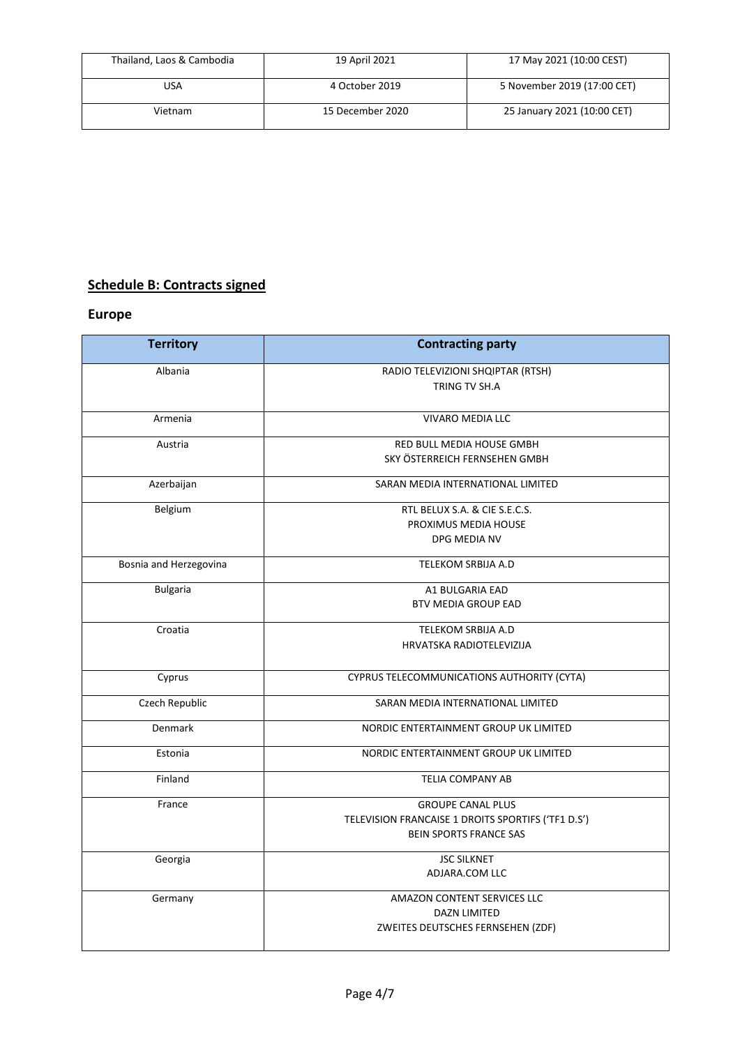| Thailand, Laos & Cambodia | 19 April 2021 | 17 May 2021 (10:00 CEST) |
|---|---|---|
| USA | 4 October 2019 | 5 November 2019 (17:00 CET) |
| Vietnam | 15 December 2020 | 25 January 2021 (10:00 CET) |

## Schedule B: Contracts signed

### Europe

| Territory | Contracting party |
|---|---|
| Albania | RADIO TELEVIZIONI SHQIPTAR (RTSH)<br>TRING TV SH.A |
| Armenia | VIVARO MEDIA LLC |
| Austria | RED BULL MEDIA HOUSE GMBH<br>SKY ÖSTERREICH FERNSEHEN GMBH |
| Azerbaijan | SARAN MEDIA INTERNATIONAL LIMITED |
| Belgium | RTL BELUX S.A. & CIE S.E.C.S.<br>PROXIMUS MEDIA HOUSE<br>DPG MEDIA NV |
| Bosnia and Herzegovina | TELEKOM SRBIJA A.D |
| Bulgaria | A1 BULGARIA EAD<br>BTV MEDIA GROUP EAD |
| Croatia | TELEKOM SRBIJA A.D<br>HRVATSKA RADIOTELEVIZIJA |
| Cyprus | CYPRUS TELECOMMUNICATIONS AUTHORITY (CYTA) |
| Czech Republic | SARAN MEDIA INTERNATIONAL LIMITED |
| Denmark | NORDIC ENTERTAINMENT GROUP UK LIMITED |
| Estonia | NORDIC ENTERTAINMENT GROUP UK LIMITED |
| Finland | TELIA COMPANY AB |
| France | GROUPE CANAL PLUS<br>TELEVISION FRANCAISE 1 DROITS SPORTIFS ('TF1 D.S')<br>BEIN SPORTS FRANCE SAS |
| Georgia | JSC SILKNET<br>ADJARA.COM LLC |
| Germany | AMAZON CONTENT SERVICES LLC<br>DAZN LIMITED<br>ZWEITES DEUTSCHES FERNSEHEN (ZDF) |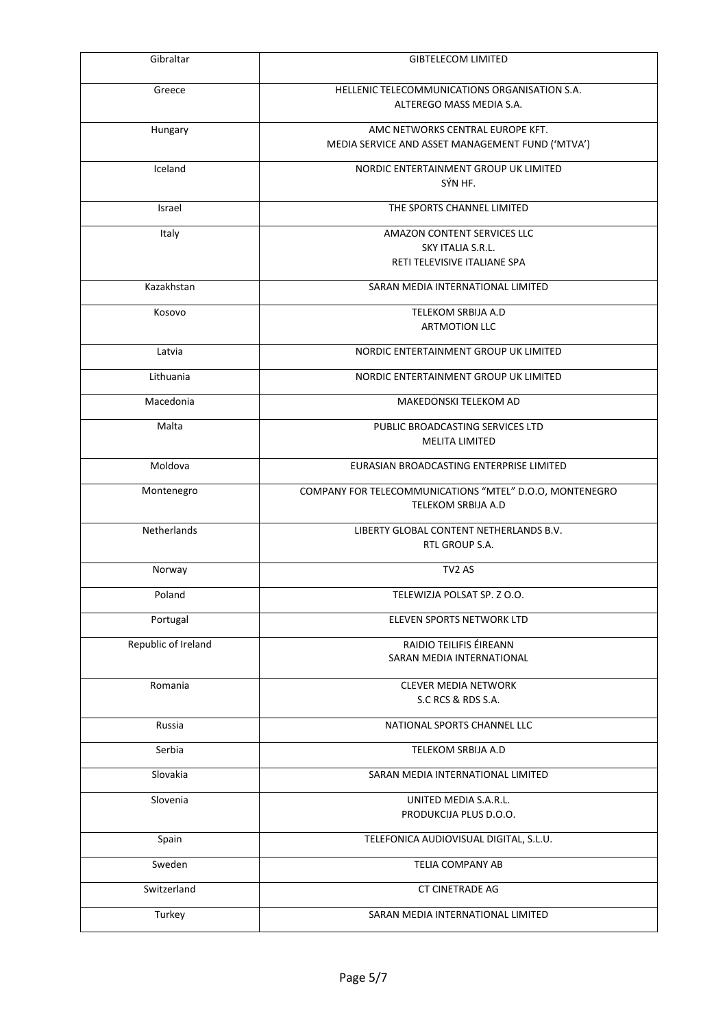| | |
|---|---|
| Gibraltar | GIBTELECOM LIMITED |
| Greece | HELLENIC TELECOMMUNICATIONS ORGANISATION S.A.<br>ALTEREGO MASS MEDIA S.A. |
| Hungary | AMC NETWORKS CENTRAL EUROPE KFT.<br>MEDIA SERVICE AND ASSET MANAGEMENT FUND ('MTVA') |
| Iceland | NORDIC ENTERTAINMENT GROUP UK LIMITED<br>SÝN HF. |
| Israel | THE SPORTS CHANNEL LIMITED |
| Italy | AMAZON CONTENT SERVICES LLC<br>SKY ITALIA S.R.L.<br>RETI TELEVISIVE ITALIANE SPA |
| Kazakhstan | SARAN MEDIA INTERNATIONAL LIMITED |
| Kosovo | TELEKOM SRBIJA A.D<br>ARTMOTION LLC |
| Latvia | NORDIC ENTERTAINMENT GROUP UK LIMITED |
| Lithuania | NORDIC ENTERTAINMENT GROUP UK LIMITED |
| Macedonia | MAKEDONSKI TELEKOM AD |
| Malta | PUBLIC BROADCASTING SERVICES LTD<br>MELITA LIMITED |
| Moldova | EURASIAN BROADCASTING ENTERPRISE LIMITED |
| Montenegro | COMPANY FOR TELECOMMUNICATIONS "MTEL" D.O.O, MONTENEGRO<br>TELEKOM SRBIJA A.D |
| Netherlands | LIBERTY GLOBAL CONTENT NETHERLANDS B.V.<br>RTL GROUP S.A. |
| Norway | TV2 AS |
| Poland | TELEWIZJA POLSAT SP. Z O.O. |
| Portugal | ELEVEN SPORTS NETWORK LTD |
| Republic of Ireland | RAIDIO TEILIFIS ÉIREANN<br>SARAN MEDIA INTERNATIONAL |
| Romania | CLEVER MEDIA NETWORK<br>S.C RCS & RDS S.A. |
| Russia | NATIONAL SPORTS CHANNEL LLC |
| Serbia | TELEKOM SRBIJA A.D |
| Slovakia | SARAN MEDIA INTERNATIONAL LIMITED |
| Slovenia | UNITED MEDIA S.A.R.L.<br>PRODUKCIJA PLUS D.O.O. |
| Spain | TELEFONICA AUDIOVISUAL DIGITAL, S.L.U. |
| Sweden | TELIA COMPANY AB |
| Switzerland | CT CINETRADE AG |
| Turkey | SARAN MEDIA INTERNATIONAL LIMITED |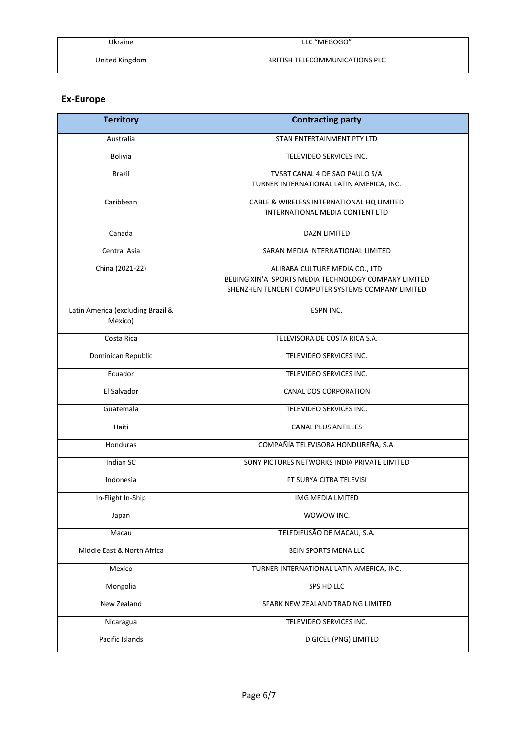| Ukraine | LLC "MEGOGO" |
| --- | --- |
| United Kingdom | BRITISH TELECOMMUNICATIONS PLC |

## Ex-Europe

| Territory | Contracting party |
| --- | --- |
| Australia | STAN ENTERTAINMENT PTY LTD |
| Bolivia | TELEVIDEO SERVICES INC. |
| Brazil | TVSBT CANAL 4 DE SAO PAULO S/A<br>TURNER INTERNATIONAL LATIN AMERICA, INC. |
| Caribbean | CABLE & WIRELESS INTERNATIONAL HQ LIMITED<br>INTERNATIONAL MEDIA CONTENT LTD |
| Canada | DAZN LIMITED |
| Central Asia | SARAN MEDIA INTERNATIONAL LIMITED |
| China (2021-22) | ALIBABA CULTURE MEDIA CO., LTD<br>BEIJING XIN'AI SPORTS MEDIA TECHNOLOGY COMPANY LIMITED<br>SHENZHEN TENCENT COMPUTER SYSTEMS COMPANY LIMITED |
| Latin America (excluding Brazil & Mexico) | ESPN INC. |
| Costa Rica | TELEVISORA DE COSTA RICA S.A. |
| Dominican Republic | TELEVIDEO SERVICES INC. |
| Ecuador | TELEVIDEO SERVICES INC. |
| El Salvador | CANAL DOS CORPORATION |
| Guatemala | TELEVIDEO SERVICES INC. |
| Haiti | CANAL PLUS ANTILLES |
| Honduras | COMPAÑÍA TELEVISORA HONDUREÑA, S.A. |
| Indian SC | SONY PICTURES NETWORKS INDIA PRIVATE LIMITED |
| Indonesia | PT SURYA CITRA TELEVISI |
| In-Flight In-Ship | IMG MEDIA LMITED |
| Japan | WOWOW INC. |
| Macau | TELEDIFUSÃO DE MACAU, S.A. |
| Middle East & North Africa | BEIN SPORTS MENA LLC |
| Mexico | TURNER INTERNATIONAL LATIN AMERICA, INC. |
| Mongolia | SPS HD LLC |
| New Zealand | SPARK NEW ZEALAND TRADING LIMITED |
| Nicaragua | TELEVIDEO SERVICES INC. |
| Pacific Islands | DIGICEL (PNG) LIMITED |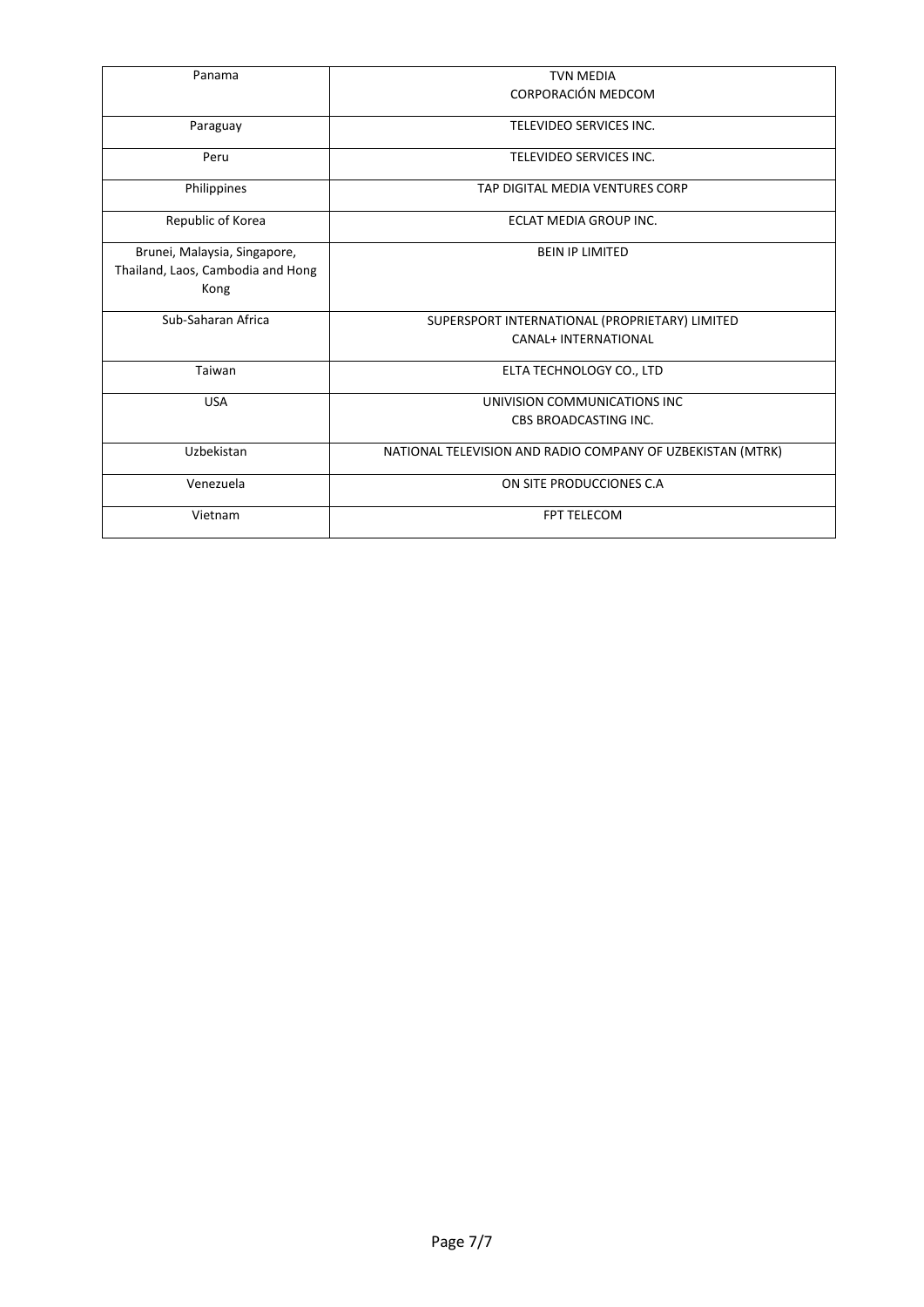| | |
|---|---|
| Panama | TVN MEDIA<br>CORPORACIÓN MEDCOM |
| Paraguay | TELEVIDEO SERVICES INC. |
| Peru | TELEVIDEO SERVICES INC. |
| Philippines | TAP DIGITAL MEDIA VENTURES CORP |
| Republic of Korea | ECLAT MEDIA GROUP INC. |
| Brunei, Malaysia, Singapore, Thailand, Laos, Cambodia and Hong Kong | BEIN IP LIMITED |
| Sub-Saharan Africa | SUPERSPORT INTERNATIONAL (PROPRIETARY) LIMITED<br>CANAL+ INTERNATIONAL |
| Taiwan | ELTA TECHNOLOGY CO., LTD |
| USA | UNIVISION COMMUNICATIONS INC<br>CBS BROADCASTING INC. |
| Uzbekistan | NATIONAL TELEVISION AND RADIO COMPANY OF UZBEKISTAN (MTRK) |
| Venezuela | ON SITE PRODUCCIONES C.A |
| Vietnam | FPT TELECOM |